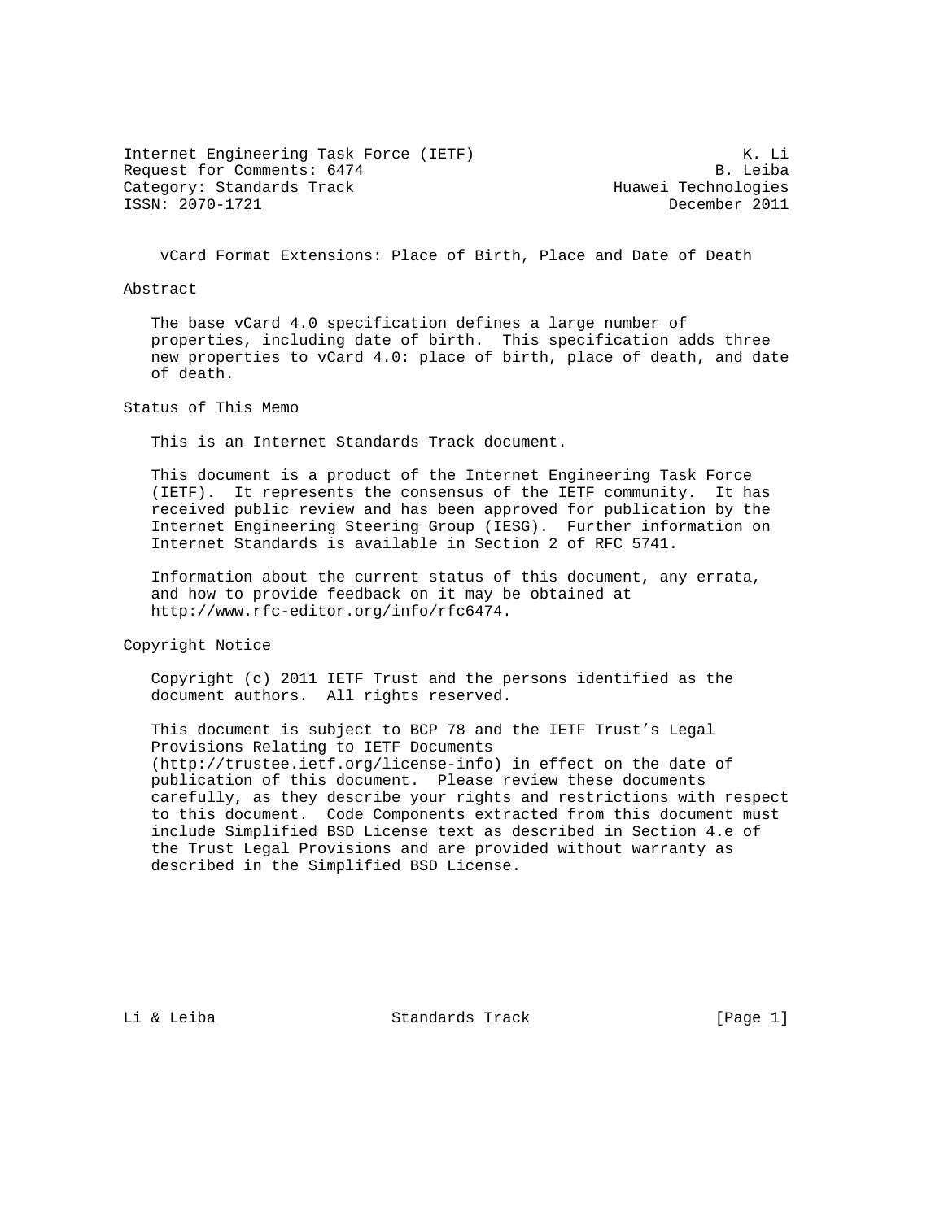Internet Engineering Task Force (IETF) K. Li
Request for Comments: 6474 B. Leiba
Category: Standards Track Huawei Technologies
ISSN: 2070-1721 December 2011

# vCard Format Extensions: Place of Birth, Place and Date of Death

## Abstract

The base vCard 4.0 specification defines a large number of properties, including date of birth. This specification adds three new properties to vCard 4.0: place of birth, place of death, and date of death.

## Status of This Memo

This is an Internet Standards Track document.

This document is a product of the Internet Engineering Task Force (IETF). It represents the consensus of the IETF community. It has received public review and has been approved for publication by the Internet Engineering Steering Group (IESG). Further information on Internet Standards is available in Section 2 of RFC 5741.

Information about the current status of this document, any errata, and how to provide feedback on it may be obtained at http://www.rfc-editor.org/info/rfc6474.

## Copyright Notice

Copyright (c) 2011 IETF Trust and the persons identified as the document authors. All rights reserved.

This document is subject to BCP 78 and the IETF Trust's Legal Provisions Relating to IETF Documents (http://trustee.ietf.org/license-info) in effect on the date of publication of this document. Please review these documents carefully, as they describe your rights and restrictions with respect to this document. Code Components extracted from this document must include Simplified BSD License text as described in Section 4.e of the Trust Legal Provisions and are provided without warranty as described in the Simplified BSD License.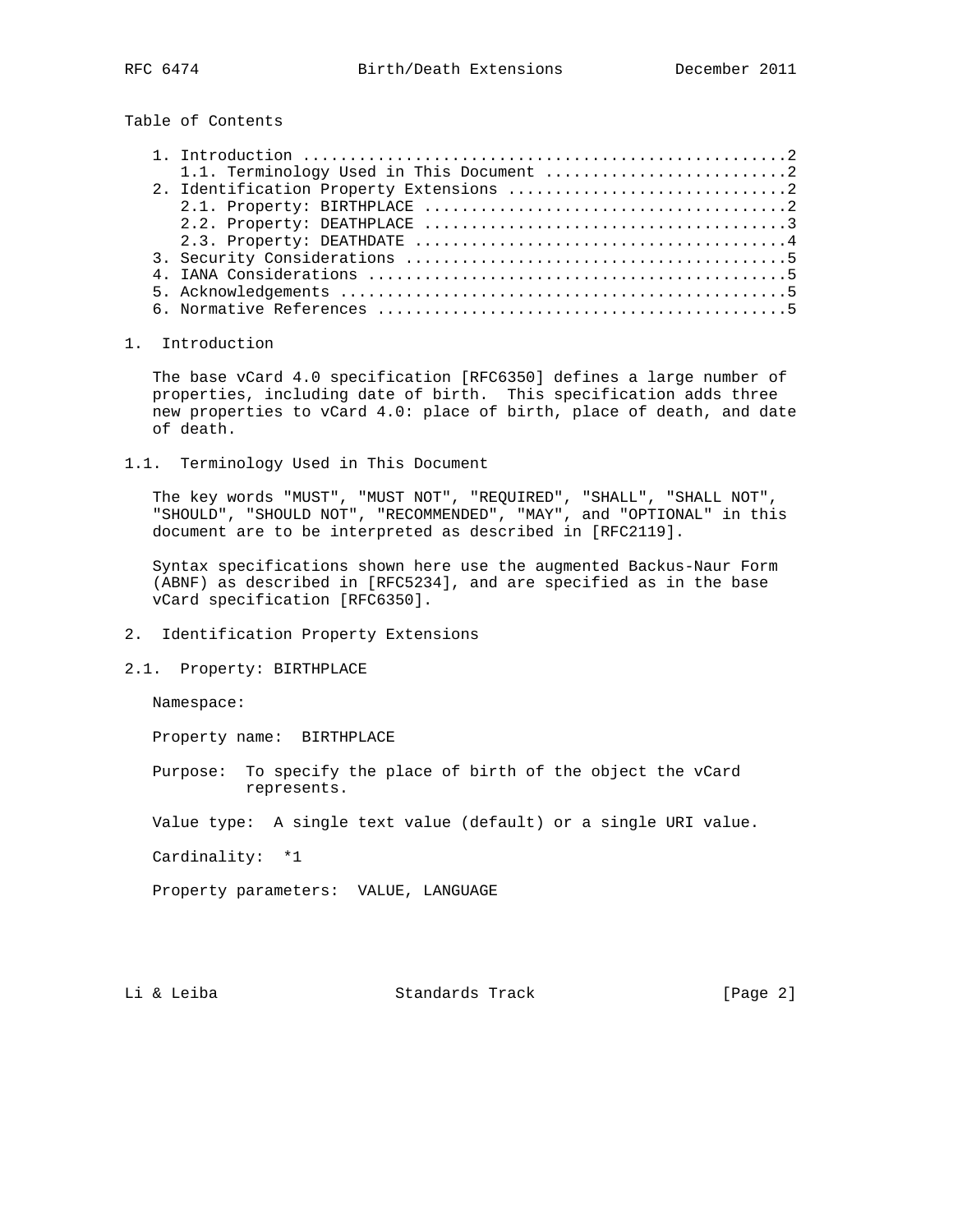Table of Contents

```
1. Introduction ....................................................2
   1.1. Terminology Used in This Document ..........................2
2. Identification Property Extensions .............................2
   2.1. Property: BIRTHPLACE .......................................2
   2.2. Property: DEATHPLACE .......................................3
   2.3. Property: DEATHDATE ........................................4
3. Security Considerations ........................................5
4. IANA Considerations ............................................5
5. Acknowledgements ...............................................5
6. Normative References ...........................................5
```

# 1. Introduction

The base vCard 4.0 specification [RFC6350] defines a large number of properties, including date of birth. This specification adds three new properties to vCard 4.0: place of birth, place of death, and date of death.

## 1.1. Terminology Used in This Document

The key words "MUST", "MUST NOT", "REQUIRED", "SHALL", "SHALL NOT", "SHOULD", "SHOULD NOT", "RECOMMENDED", "MAY", and "OPTIONAL" in this document are to be interpreted as described in [RFC2119].

Syntax specifications shown here use the augmented Backus-Naur Form (ABNF) as described in [RFC5234], and are specified as in the base vCard specification [RFC6350].

# 2. Identification Property Extensions

## 2.1. Property: BIRTHPLACE

Namespace:

Property name: BIRTHPLACE

Purpose: To specify the place of birth of the object the vCard represents.

Value type: A single text value (default) or a single URI value.

Cardinality: *1

Property parameters: VALUE, LANGUAGE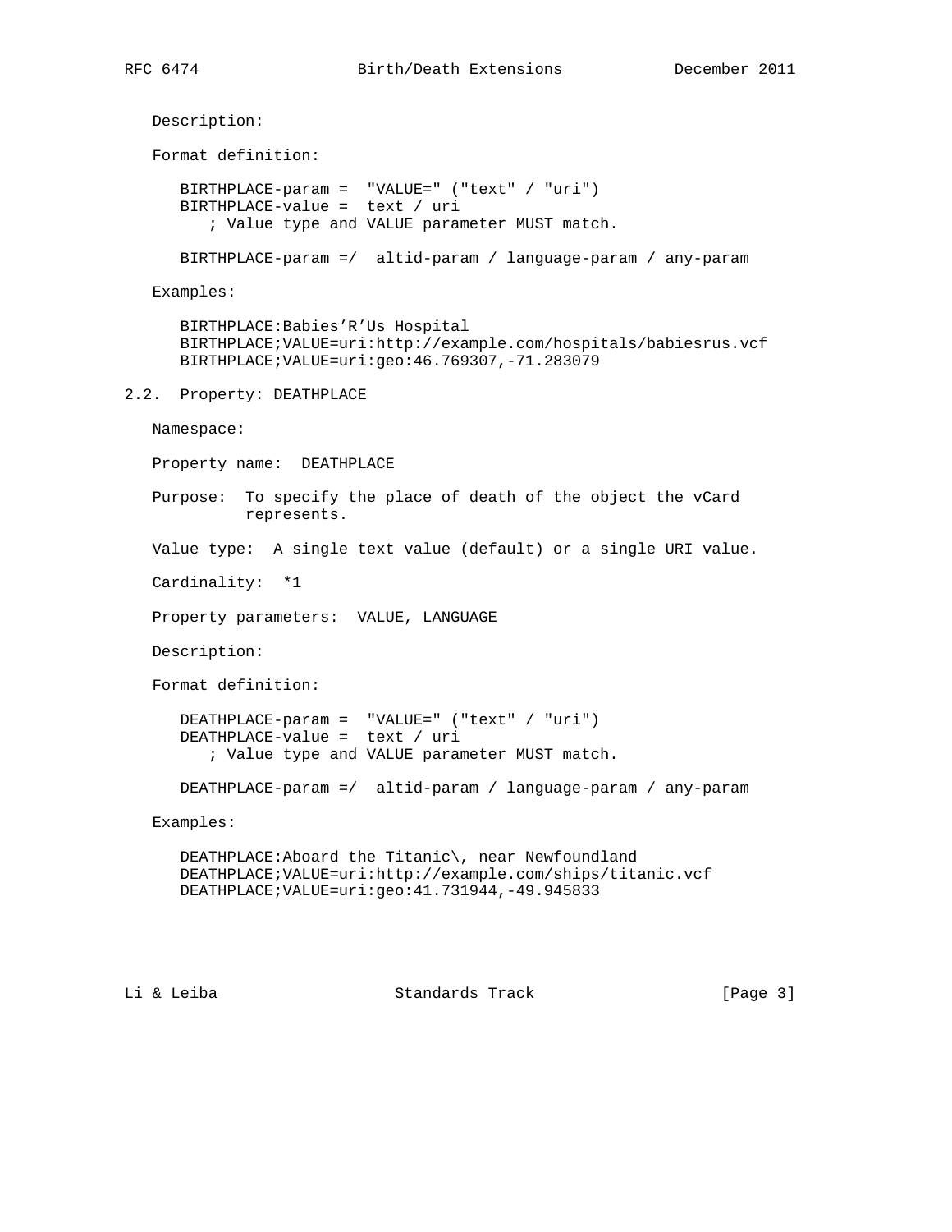Description:

Format definition:

```
BIRTHPLACE-param =  "VALUE=" ("text" / "uri")
BIRTHPLACE-value =  text / uri
   ; Value type and VALUE parameter MUST match.

BIRTHPLACE-param =/  altid-param / language-param / any-param
```

Examples:

```
BIRTHPLACE:Babies’R’Us Hospital
BIRTHPLACE;VALUE=uri:http://example.com/hospitals/babiesrus.vcf
BIRTHPLACE;VALUE=uri:geo:46.769307,-71.283079
```

## 2.2. Property: DEATHPLACE

Namespace:

Property name:  DEATHPLACE

Purpose:  To specify the place of death of the object the vCard represents.

Value type:  A single text value (default) or a single URI value.

Cardinality:  *1

Property parameters:  VALUE, LANGUAGE

Description:

Format definition:

```
DEATHPLACE-param =  "VALUE=" ("text" / "uri")
DEATHPLACE-value =  text / uri
   ; Value type and VALUE parameter MUST match.

DEATHPLACE-param =/  altid-param / language-param / any-param
```

Examples:

```
DEATHPLACE:Aboard the Titanic\, near Newfoundland
DEATHPLACE;VALUE=uri:http://example.com/ships/titanic.vcf
DEATHPLACE;VALUE=uri:geo:41.731944,-49.945833
```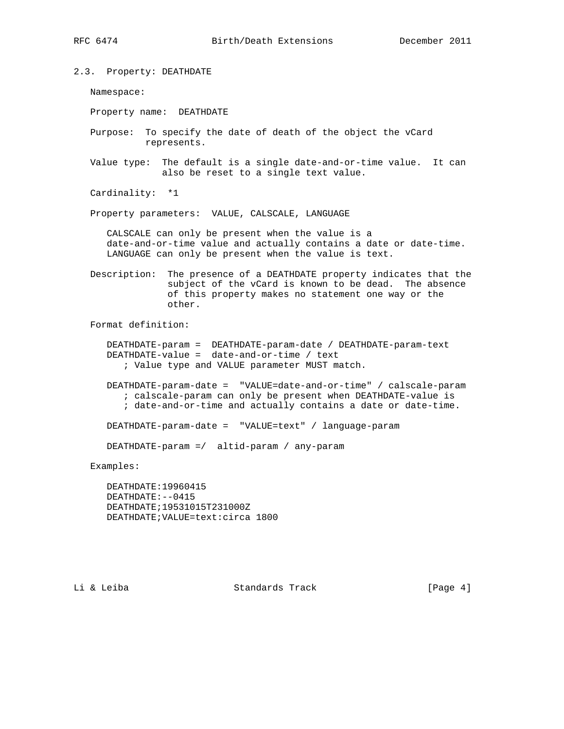### 2.3. Property: DEATHDATE

Namespace:

Property name: DEATHDATE

Purpose: To specify the date of death of the object the vCard represents.

Value type: The default is a single date-and-or-time value. It can also be reset to a single text value.

Cardinality: *1

Property parameters: VALUE, CALSCALE, LANGUAGE

CALSCALE can only be present when the value is a date-and-or-time value and actually contains a date or date-time. LANGUAGE can only be present when the value is text.

Description: The presence of a DEATHDATE property indicates that the subject of the vCard is known to be dead. The absence of this property makes no statement one way or the other.

Format definition:

```
DEATHDATE-param =  DEATHDATE-param-date / DEATHDATE-param-text
DEATHDATE-value =  date-and-or-time / text
   ; Value type and VALUE parameter MUST match.

DEATHDATE-param-date =  "VALUE=date-and-or-time" / calscale-param
   ; calscale-param can only be present when DEATHDATE-value is
   ; date-and-or-time and actually contains a date or date-time.

DEATHDATE-param-date =  "VALUE=text" / language-param

DEATHDATE-param =/  altid-param / any-param
```

Examples:

```
DEATHDATE:19960415
DEATHDATE:--0415
DEATHDATE;19531015T231000Z
DEATHDATE;VALUE=text:circa 1800
```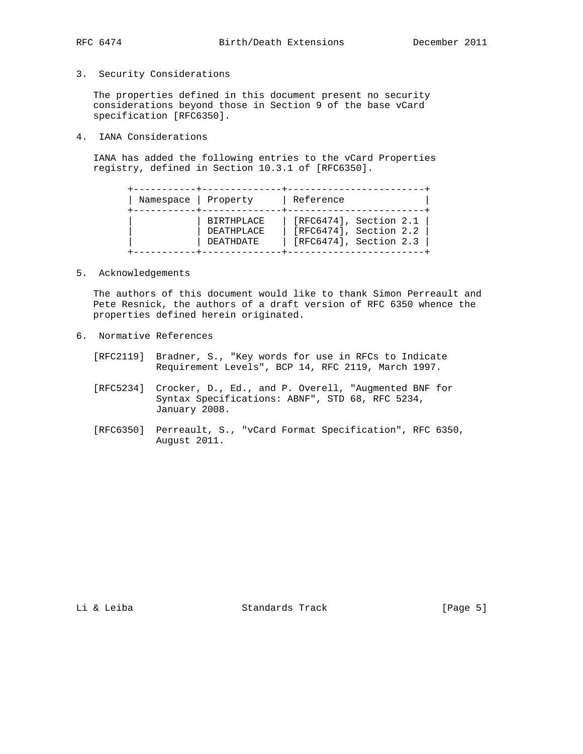## 3. Security Considerations

The properties defined in this document present no security considerations beyond those in Section 9 of the base vCard specification [RFC6350].

## 4. IANA Considerations

IANA has added the following entries to the vCard Properties registry, defined in Section 10.3.1 of [RFC6350].

| Namespace | Property | Reference |
|---|---|---|
| | BIRTHPLACE | [RFC6474], Section 2.1 |
| | DEATHPLACE | [RFC6474], Section 2.2 |
| | DEATHDATE | [RFC6474], Section 2.3 |

## 5. Acknowledgements

The authors of this document would like to thank Simon Perreault and Pete Resnick, the authors of a draft version of RFC 6350 whence the properties defined herein originated.

## 6. Normative References

[RFC2119] Bradner, S., "Key words for use in RFCs to Indicate Requirement Levels", BCP 14, RFC 2119, March 1997.

[RFC5234] Crocker, D., Ed., and P. Overell, "Augmented BNF for Syntax Specifications: ABNF", STD 68, RFC 5234, January 2008.

[RFC6350] Perreault, S., "vCard Format Specification", RFC 6350, August 2011.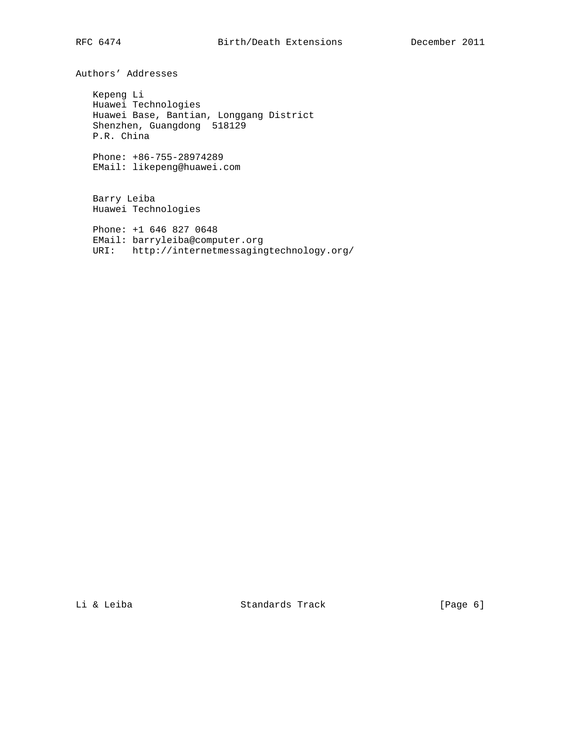## Authors' Addresses

Kepeng Li
Huawei Technologies
Huawei Base, Bantian, Longgang District
Shenzhen, Guangdong  518129
P.R. China

Phone: +86-755-28974289
EMail: likepeng@huawei.com

Barry Leiba
Huawei Technologies

Phone: +1 646 827 0648
EMail: barryleiba@computer.org
URI:   http://internetmessagingtechnology.org/